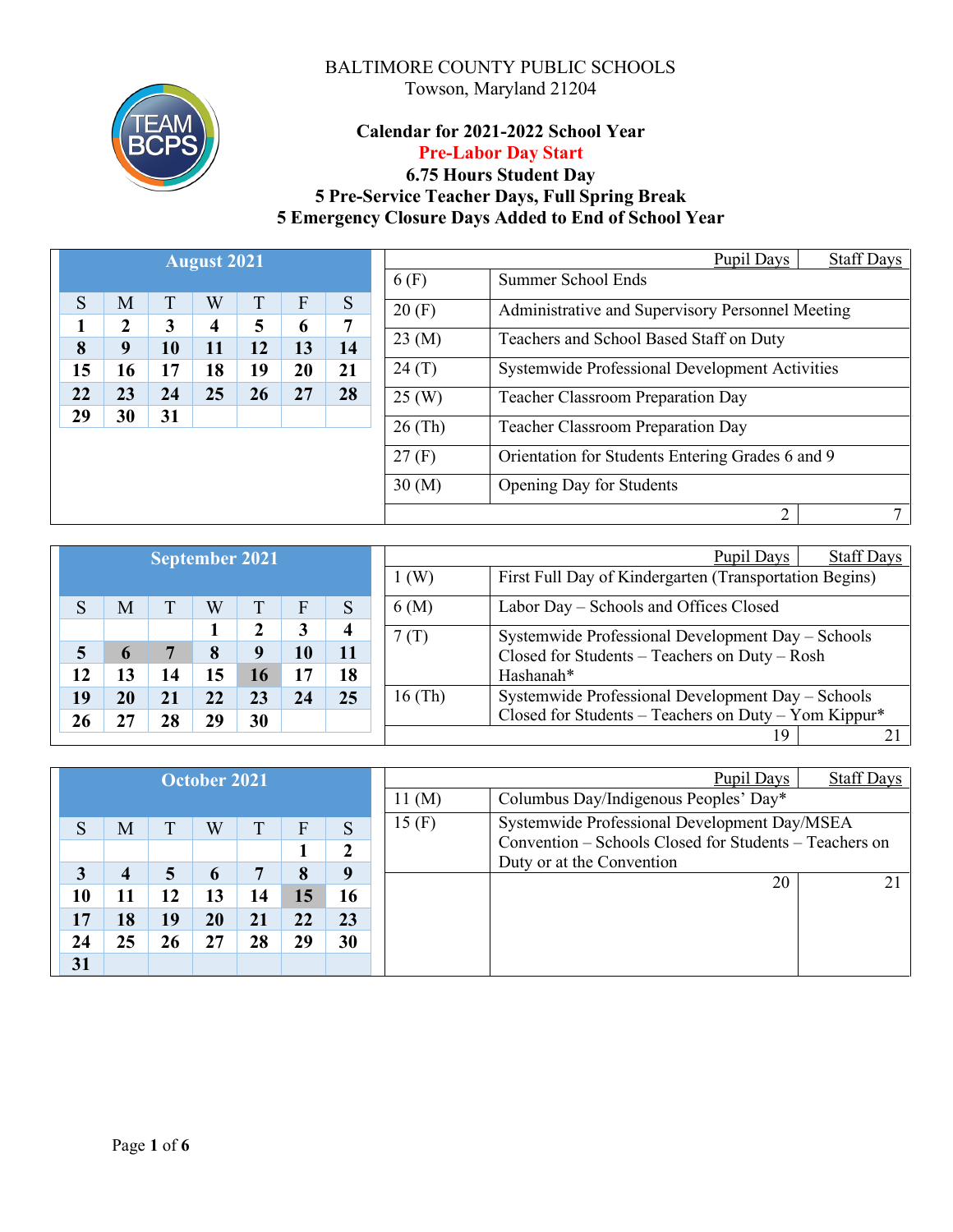BALTIMORE COUNTY PUBLIC SCHOOLS
Towson, Maryland 21204

**Calendar for 2021-2022 School Year**
**Pre-Labor Day Start**
**6.75 Hours Student Day**
**5 Pre-Service Teacher Days, Full Spring Break**
**5 Emergency Closure Days Added to End of School Year**

**August 2021**

| S | M | T | W | T | F | S |
|---|---|---|---|---|---|---|
| 1 | 2 | 3 | 4 | 5 | 6 | 7 |
| 8 | 9 | 10 | 11 | 12 | 13 | 14 |
| 15 | 16 | 17 | 18 | 19 | 20 | 21 |
| 22 | 23 | 24 | 25 | 26 | 27 | 28 |
| 29 | 30 | 31 | | | | |

| Date | Event | Pupil Days | Staff Days |
|---|---|---|---|
| 6 (F) | Summer School Ends | | |
| 20 (F) | Administrative and Supervisory Personnel Meeting | | |
| 23 (M) | Teachers and School Based Staff on Duty | | |
| 24 (T) | Systemwide Professional Development Activities | | |
| 25 (W) | Teacher Classroom Preparation Day | | |
| 26 (Th) | Teacher Classroom Preparation Day | | |
| 27 (F) | Orientation for Students Entering Grades 6 and 9 | | |
| 30 (M) | Opening Day for Students | | |
| | | 2 | 7 |

**September 2021**

| S | M | T | W | T | F | S |
|---|---|---|---|---|---|---|
| | | | 1 | 2 | 3 | 4 |
| 5 | 6 | 7 | 8 | 9 | 10 | 11 |
| 12 | 13 | 14 | 15 | 16 | 17 | 18 |
| 19 | 20 | 21 | 22 | 23 | 24 | 25 |
| 26 | 27 | 28 | 29 | 30 | | |

| Date | Event | Pupil Days | Staff Days |
|---|---|---|---|
| 1 (W) | First Full Day of Kindergarten (Transportation Begins) | | |
| 6 (M) | Labor Day – Schools and Offices Closed | | |
| 7 (T) | Systemwide Professional Development Day – Schools Closed for Students – Teachers on Duty – Rosh Hashanah* | | |
| 16 (Th) | Systemwide Professional Development Day – Schools Closed for Students – Teachers on Duty – Yom Kippur* | | |
| | | 19 | 21 |

**October 2021**

| S | M | T | W | T | F | S |
|---|---|---|---|---|---|---|
| | | | | | 1 | 2 |
| 3 | 4 | 5 | 6 | 7 | 8 | 9 |
| 10 | 11 | 12 | 13 | 14 | 15 | 16 |
| 17 | 18 | 19 | 20 | 21 | 22 | 23 |
| 24 | 25 | 26 | 27 | 28 | 29 | 30 |
| 31 | | | | | | |

| Date | Event | Pupil Days | Staff Days |
|---|---|---|---|
| 11 (M) | Columbus Day/Indigenous Peoples' Day* | | |
| 15 (F) | Systemwide Professional Development Day/MSEA Convention – Schools Closed for Students – Teachers on Duty or at the Convention | | |
| | | 20 | 21 |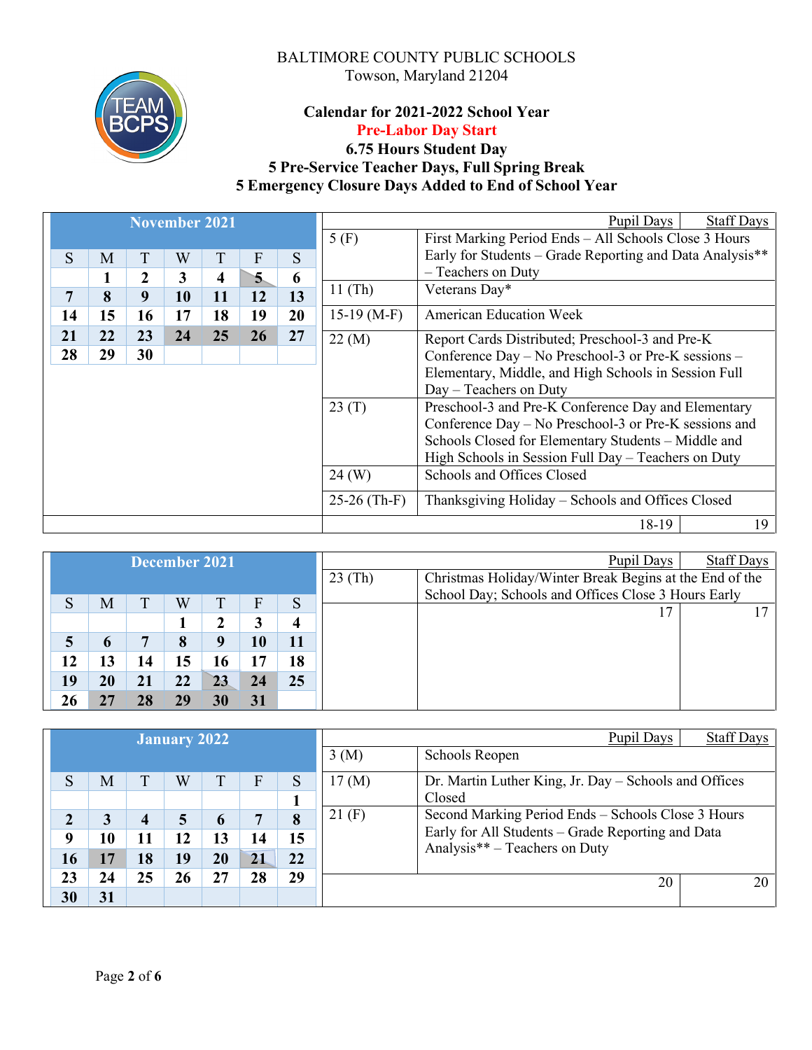BALTIMORE COUNTY PUBLIC SCHOOLS
Towson, Maryland 21204

**Calendar for 2021-2022 School Year**
**Pre-Labor Day Start**
**6.75 Hours Student Day**
**5 Pre-Service Teacher Days, Full Spring Break**
**5 Emergency Closure Days Added to End of School Year**

### November 2021

| S | M | T | W | T | F | S |
|---|---|---|---|---|---|---|
| | 1 | 2 | 3 | 4 | 5 | 6 |
| 7 | 8 | 9 | 10 | 11 | 12 | 13 |
| 14 | 15 | 16 | 17 | 18 | 19 | 20 |
| 21 | 22 | 23 | 24 | 25 | 26 | 27 |
| 28 | 29 | 30 | | | | |

| Date | Event | Pupil Days | Staff Days |
|---|---|---|---|
| 5 (F) | First Marking Period Ends – All Schools Close 3 Hours Early for Students – Grade Reporting and Data Analysis** – Teachers on Duty | | |
| 11 (Th) | Veterans Day* | | |
| 15-19 (M-F) | American Education Week | | |
| 22 (M) | Report Cards Distributed; Preschool-3 and Pre-K Conference Day – No Preschool-3 or Pre-K sessions – Elementary, Middle, and High Schools in Session Full Day – Teachers on Duty | | |
| 23 (T) | Preschool-3 and Pre-K Conference Day and Elementary Conference Day – No Preschool-3 or Pre-K sessions and Schools Closed for Elementary Students – Middle and High Schools in Session Full Day – Teachers on Duty | | |
| 24 (W) | Schools and Offices Closed | | |
| 25-26 (Th-F) | Thanksgiving Holiday – Schools and Offices Closed | | |
| | | 18-19 | 19 |

### December 2021

| S | M | T | W | T | F | S |
|---|---|---|---|---|---|---|
| | | | 1 | 2 | 3 | 4 |
| 5 | 6 | 7 | 8 | 9 | 10 | 11 |
| 12 | 13 | 14 | 15 | 16 | 17 | 18 |
| 19 | 20 | 21 | 22 | 23 | 24 | 25 |
| 26 | 27 | 28 | 29 | 30 | 31 | |

| Date | Event | Pupil Days | Staff Days |
|---|---|---|---|
| 23 (Th) | Christmas Holiday/Winter Break Begins at the End of the School Day; Schools and Offices Close 3 Hours Early | | |
| | | 17 | 17 |

### January 2022

| S | M | T | W | T | F | S |
|---|---|---|---|---|---|---|
| | | | | | | 1 |
| 2 | 3 | 4 | 5 | 6 | 7 | 8 |
| 9 | 10 | 11 | 12 | 13 | 14 | 15 |
| 16 | 17 | 18 | 19 | 20 | 21 | 22 |
| 23 | 24 | 25 | 26 | 27 | 28 | 29 |
| 30 | 31 | | | | | |

| Date | Event | Pupil Days | Staff Days |
|---|---|---|---|
| 3 (M) | Schools Reopen | | |
| 17 (M) | Dr. Martin Luther King, Jr. Day – Schools and Offices Closed | | |
| 21 (F) | Second Marking Period Ends – Schools Close 3 Hours Early for All Students – Grade Reporting and Data Analysis** – Teachers on Duty | | |
| | | 20 | 20 |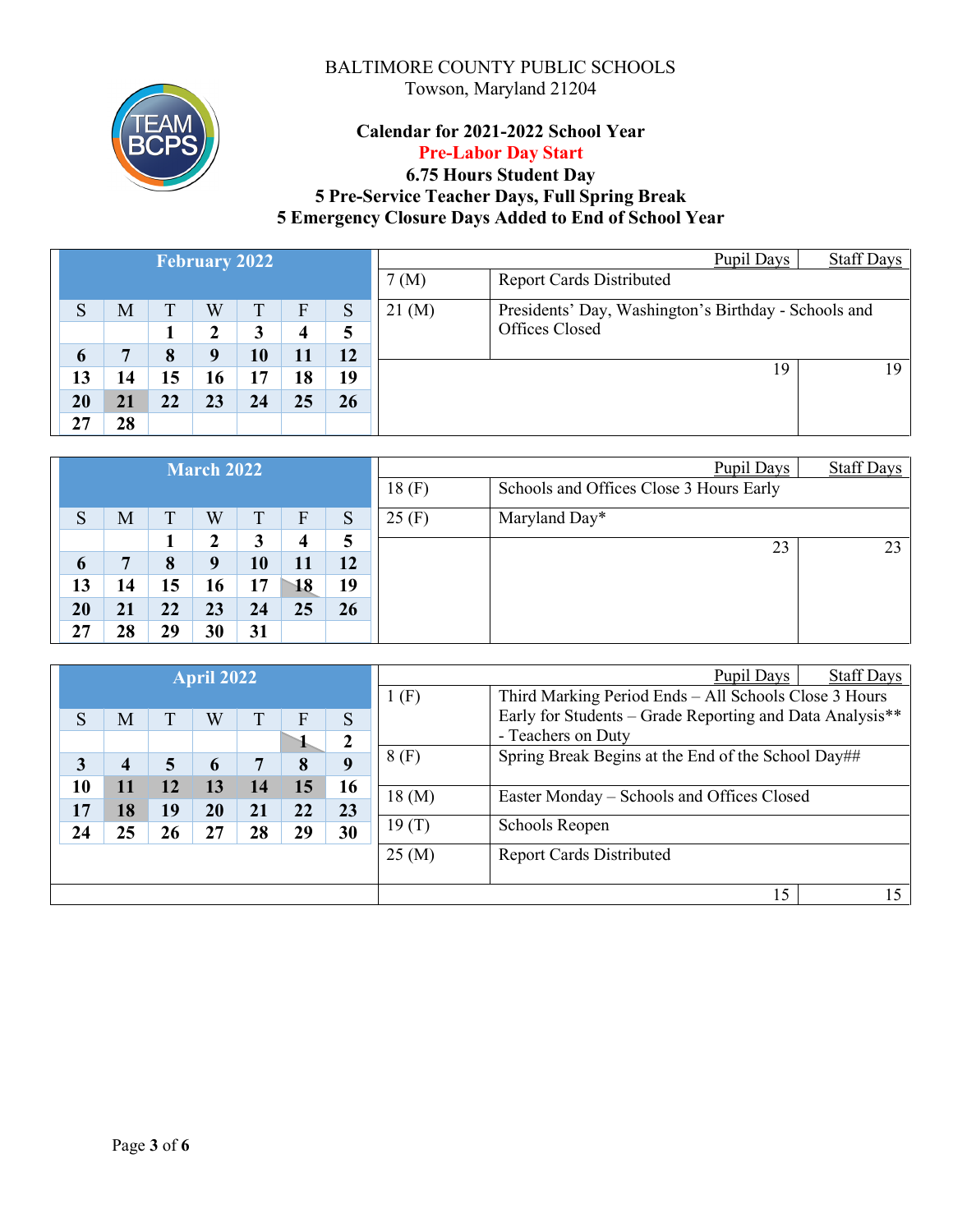BALTIMORE COUNTY PUBLIC SCHOOLS
Towson, Maryland 21204

**Calendar for 2021-2022 School Year**
**Pre-Labor Day Start**
**6.75 Hours Student Day**
**5 Pre-Service Teacher Days, Full Spring Break**
**5 Emergency Closure Days Added to End of School Year**

## February 2022

| S | M | T | W | T | F | S |
|---|---|---|---|---|---|---|
| | | 1 | 2 | 3 | 4 | 5 |
| 6 | 7 | 8 | 9 | 10 | 11 | 12 |
| 13 | 14 | 15 | 16 | 17 | 18 | 19 |
| 20 | 21 | 22 | 23 | 24 | 25 | 26 |
| 27 | 28 | | | | | |

| Date | Event | Pupil Days | Staff Days |
|---|---|---|---|
| 7 (M) | Report Cards Distributed | | |
| 21 (M) | Presidents' Day, Washington's Birthday - Schools and Offices Closed | | |
| | | 19 | 19 |

## March 2022

| S | M | T | W | T | F | S |
|---|---|---|---|---|---|---|
| | | 1 | 2 | 3 | 4 | 5 |
| 6 | 7 | 8 | 9 | 10 | 11 | 12 |
| 13 | 14 | 15 | 16 | 17 | 18 | 19 |
| 20 | 21 | 22 | 23 | 24 | 25 | 26 |
| 27 | 28 | 29 | 30 | 31 | | |

| Date | Event | Pupil Days | Staff Days |
|---|---|---|---|
| 18 (F) | Schools and Offices Close 3 Hours Early | | |
| 25 (F) | Maryland Day* | | |
| | | 23 | 23 |

## April 2022

| S | M | T | W | T | F | S |
|---|---|---|---|---|---|---|
| | | | | | 1 | 2 |
| 3 | 4 | 5 | 6 | 7 | 8 | 9 |
| 10 | 11 | 12 | 13 | 14 | 15 | 16 |
| 17 | 18 | 19 | 20 | 21 | 22 | 23 |
| 24 | 25 | 26 | 27 | 28 | 29 | 30 |

| Date | Event | Pupil Days | Staff Days |
|---|---|---|---|
| 1 (F) | Third Marking Period Ends – All Schools Close 3 Hours Early for Students – Grade Reporting and Data Analysis** - Teachers on Duty | | |
| 8 (F) | Spring Break Begins at the End of the School Day## | | |
| 18 (M) | Easter Monday – Schools and Offices Closed | | |
| 19 (T) | Schools Reopen | | |
| 25 (M) | Report Cards Distributed | | |
| | | 15 | 15 |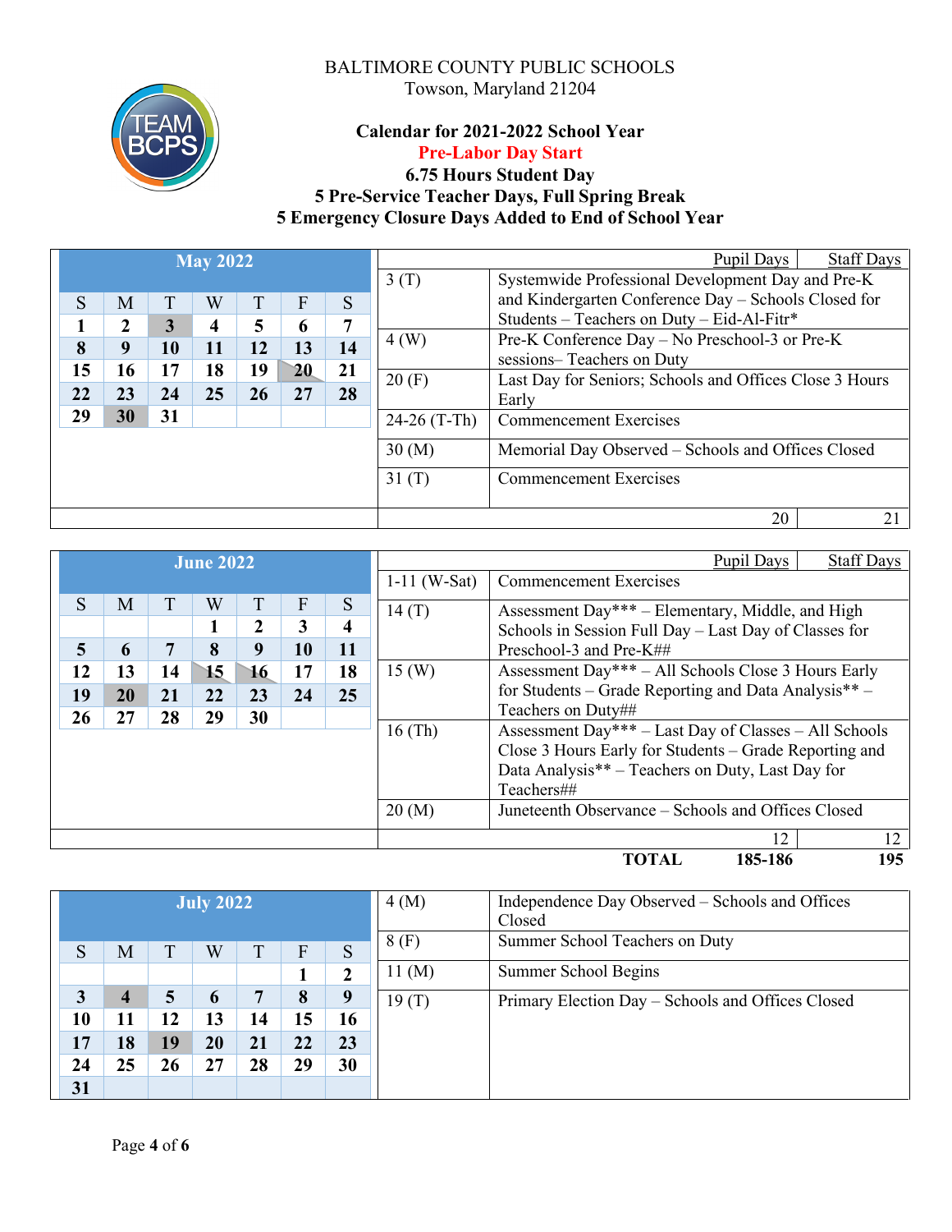BALTIMORE COUNTY PUBLIC SCHOOLS
Towson, Maryland 21204

**Calendar for 2021-2022 School Year**
**Pre-Labor Day Start**
**6.75 Hours Student Day**
**5 Pre-Service Teacher Days, Full Spring Break**
**5 Emergency Closure Days Added to End of School Year**

## May 2022

| S | M | T | W | T | F | S |
|---|---|---|---|---|---|---|
| 1 | 2 | 3 | 4 | 5 | 6 | 7 |
| 8 | 9 | 10 | 11 | 12 | 13 | 14 |
| 15 | 16 | 17 | 18 | 19 | 20 | 21 |
| 22 | 23 | 24 | 25 | 26 | 27 | 28 |
| 29 | 30 | 31 | | | | |

| Date | Event |
|---|---|
| 3 (T) | Systemwide Professional Development Day and Pre-K and Kindergarten Conference Day – Schools Closed for Students – Teachers on Duty – Eid-Al-Fitr* |
| 4 (W) | Pre-K Conference Day – No Preschool-3 or Pre-K sessions– Teachers on Duty |
| 20 (F) | Last Day for Seniors; Schools and Offices Close 3 Hours Early |
| 24-26 (T-Th) | Commencement Exercises |
| 30 (M) | Memorial Day Observed – Schools and Offices Closed |
| 31 (T) | Commencement Exercises |

| Pupil Days | Staff Days |
|---|---|
| 20 | 21 |

## June 2022

| S | M | T | W | T | F | S |
|---|---|---|---|---|---|---|
| | | | 1 | 2 | 3 | 4 |
| 5 | 6 | 7 | 8 | 9 | 10 | 11 |
| 12 | 13 | 14 | 15 | 16 | 17 | 18 |
| 19 | 20 | 21 | 22 | 23 | 24 | 25 |
| 26 | 27 | 28 | 29 | 30 | | |

| Date | Event |
|---|---|
| 1-11 (W-Sat) | Commencement Exercises |
| 14 (T) | Assessment Day*** – Elementary, Middle, and High Schools in Session Full Day – Last Day of Classes for Preschool-3 and Pre-K## |
| 15 (W) | Assessment Day*** – All Schools Close 3 Hours Early for Students – Grade Reporting and Data Analysis** – Teachers on Duty## |
| 16 (Th) | Assessment Day*** – Last Day of Classes – All Schools Close 3 Hours Early for Students – Grade Reporting and Data Analysis** – Teachers on Duty, Last Day for Teachers## |
| 20 (M) | Juneteenth Observance – Schools and Offices Closed |

| | Pupil Days | Staff Days |
|---|---|---|
| | 12 | 12 |
| **TOTAL** | **185-186** | **195** |

## July 2022

| S | M | T | W | T | F | S |
|---|---|---|---|---|---|---|
| | | | | | 1 | 2 |
| 3 | 4 | 5 | 6 | 7 | 8 | 9 |
| 10 | 11 | 12 | 13 | 14 | 15 | 16 |
| 17 | 18 | 19 | 20 | 21 | 22 | 23 |
| 24 | 25 | 26 | 27 | 28 | 29 | 30 |
| 31 | | | | | | |

| Date | Event |
|---|---|
| 4 (M) | Independence Day Observed – Schools and Offices Closed |
| 8 (F) | Summer School Teachers on Duty |
| 11 (M) | Summer School Begins |
| 19 (T) | Primary Election Day – Schools and Offices Closed |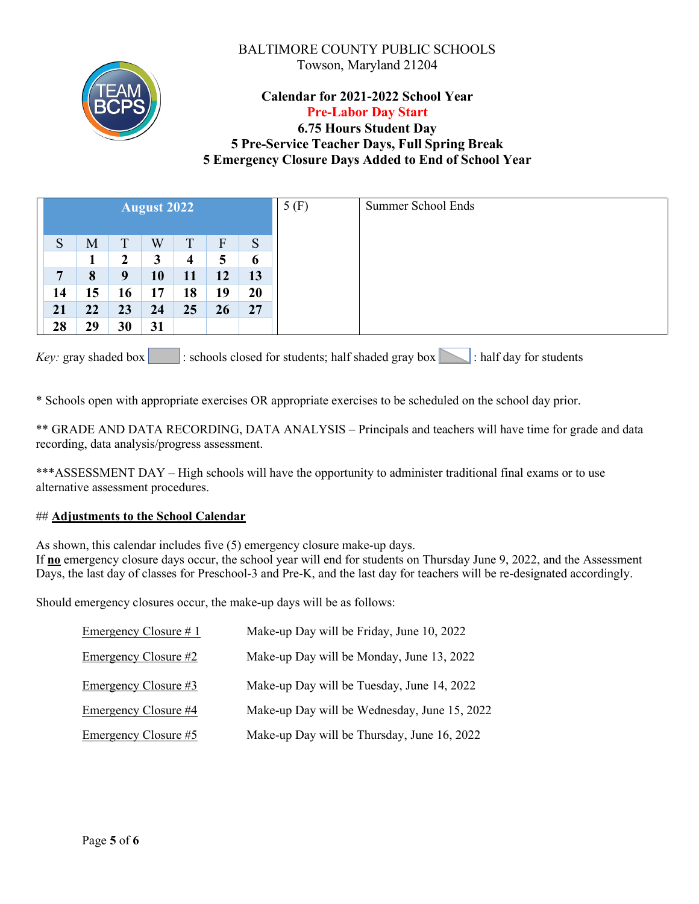BALTIMORE COUNTY PUBLIC SCHOOLS
Towson, Maryland 21204

**Calendar for 2021-2022 School Year**
**Pre-Labor Day Start**
**6.75 Hours Student Day**
**5 Pre-Service Teacher Days, Full Spring Break**
**5 Emergency Closure Days Added to End of School Year**

| August 2022 | | | | | | | | |
|---|---|---|---|---|---|---|---|---|
| S | M | T | W | T | F | S | 5 (F) | Summer School Ends |
| | 1 | 2 | 3 | 4 | 5 | 6 | | |
| 7 | 8 | 9 | 10 | 11 | 12 | 13 | | |
| 14 | 15 | 16 | 17 | 18 | 19 | 20 | | |
| 21 | 22 | 23 | 24 | 25 | 26 | 27 | | |
| 28 | 29 | 30 | 31 | | | | | |

*Key:* gray shaded box : schools closed for students; half shaded gray box : half day for students

* Schools open with appropriate exercises OR appropriate exercises to be scheduled on the school day prior.

** GRADE AND DATA RECORDING, DATA ANALYSIS – Principals and teachers will have time for grade and data recording, data analysis/progress assessment.

***ASSESSMENT DAY – High schools will have the opportunity to administer traditional final exams or to use alternative assessment procedures.

## **Adjustments to the School Calendar**

As shown, this calendar includes five (5) emergency closure make-up days.
If **no** emergency closure days occur, the school year will end for students on Thursday June 9, 2022, and the Assessment Days, the last day of classes for Preschool-3 and Pre-K, and the last day for teachers will be re-designated accordingly.

Should emergency closures occur, the make-up days will be as follows:

| | |
|---|---|
| Emergency Closure # 1 | Make-up Day will be Friday, June 10, 2022 |
| Emergency Closure #2 | Make-up Day will be Monday, June 13, 2022 |
| Emergency Closure #3 | Make-up Day will be Tuesday, June 14, 2022 |
| Emergency Closure #4 | Make-up Day will be Wednesday, June 15, 2022 |
| Emergency Closure #5 | Make-up Day will be Thursday, June 16, 2022 |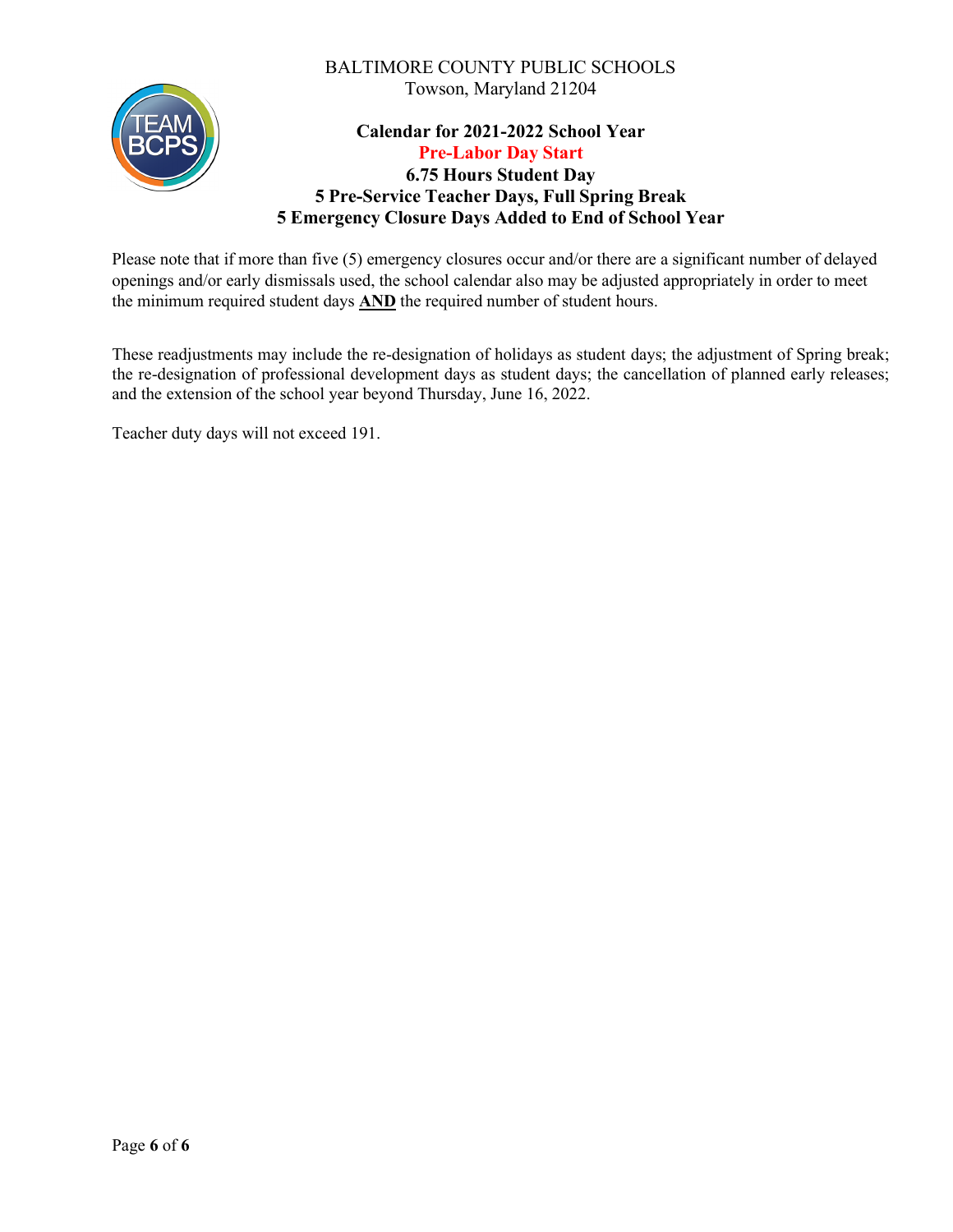BALTIMORE COUNTY PUBLIC SCHOOLS
Towson, Maryland 21204

## Calendar for 2021-2022 School Year
## Pre-Labor Day Start
## 6.75 Hours Student Day
## 5 Pre-Service Teacher Days, Full Spring Break
## 5 Emergency Closure Days Added to End of School Year

Please note that if more than five (5) emergency closures occur and/or there are a significant number of delayed openings and/or early dismissals used, the school calendar also may be adjusted appropriately in order to meet the minimum required student days **AND** the required number of student hours.

These readjustments may include the re-designation of holidays as student days; the adjustment of Spring break; the re-designation of professional development days as student days; the cancellation of planned early releases; and the extension of the school year beyond Thursday, June 16, 2022.

Teacher duty days will not exceed 191.